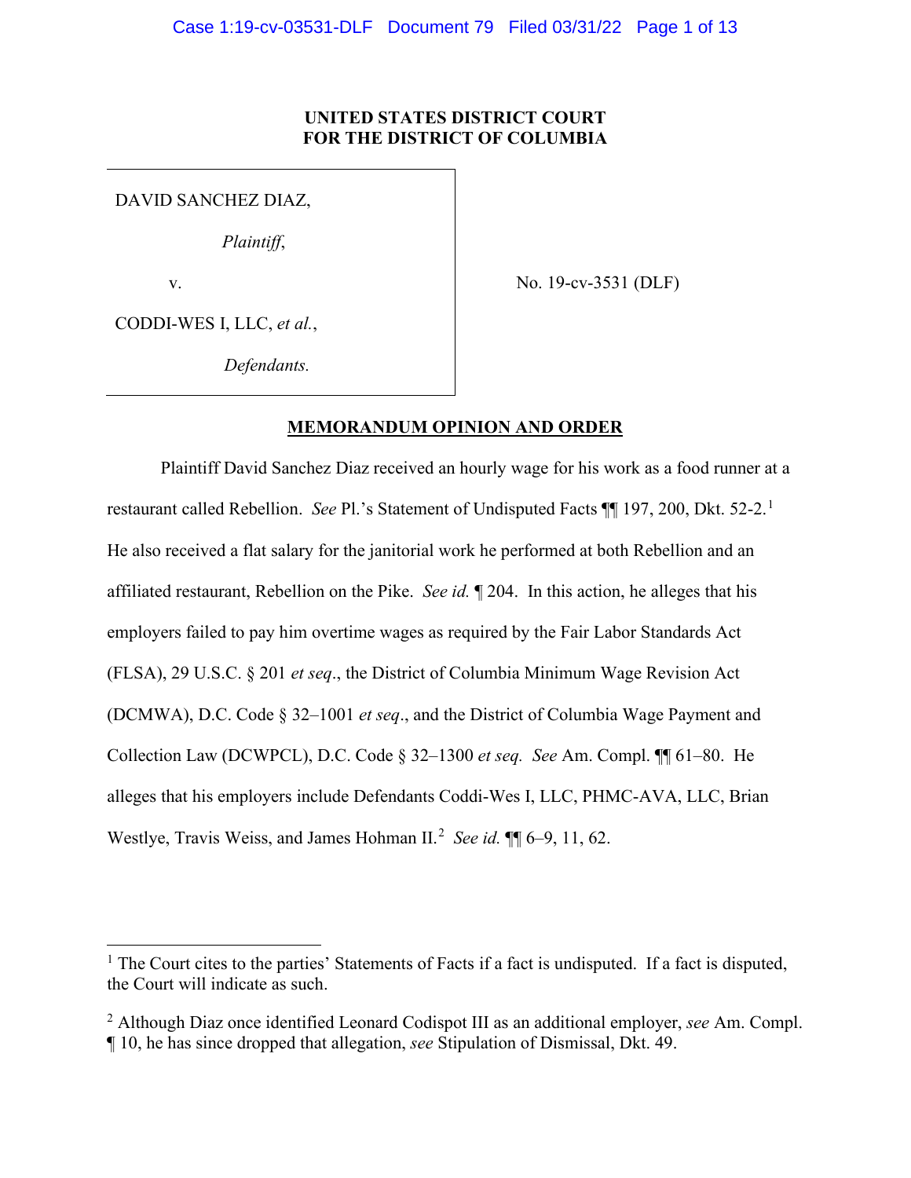**UNITED STATES DISTRICT COURT**
**FOR THE DISTRICT OF COLUMBIA**

DAVID SANCHEZ DIAZ,

*Plaintiff*,

v.

CODDI-WES I, LLC, *et al.*,

*Defendants.*

No. 19-cv-3531 (DLF)

**MEMORANDUM OPINION AND ORDER**

Plaintiff David Sanchez Diaz received an hourly wage for his work as a food runner at a restaurant called Rebellion. *See* Pl.'s Statement of Undisputed Facts ¶¶ 197, 200, Dkt. 52-2.[1] He also received a flat salary for the janitorial work he performed at both Rebellion and an affiliated restaurant, Rebellion on the Pike. *See id.* ¶ 204. In this action, he alleges that his employers failed to pay him overtime wages as required by the Fair Labor Standards Act (FLSA), 29 U.S.C. § 201 *et seq*., the District of Columbia Minimum Wage Revision Act (DCMWA), D.C. Code § 32–1001 *et seq*., and the District of Columbia Wage Payment and Collection Law (DCWPCL), D.C. Code § 32–1300 *et seq.* *See* Am. Compl. ¶¶ 61–80. He alleges that his employers include Defendants Coddi-Wes I, LLC, PHMC-AVA, LLC, Brian Westlye, Travis Weiss, and James Hohman II.[2] *See id.* ¶¶ 6–9, 11, 62.

---

[1] The Court cites to the parties' Statements of Facts if a fact is undisputed. If a fact is disputed, the Court will indicate as such.

[2] Although Diaz once identified Leonard Codispot III as an additional employer, *see* Am. Compl. ¶ 10, he has since dropped that allegation, *see* Stipulation of Dismissal, Dkt. 49.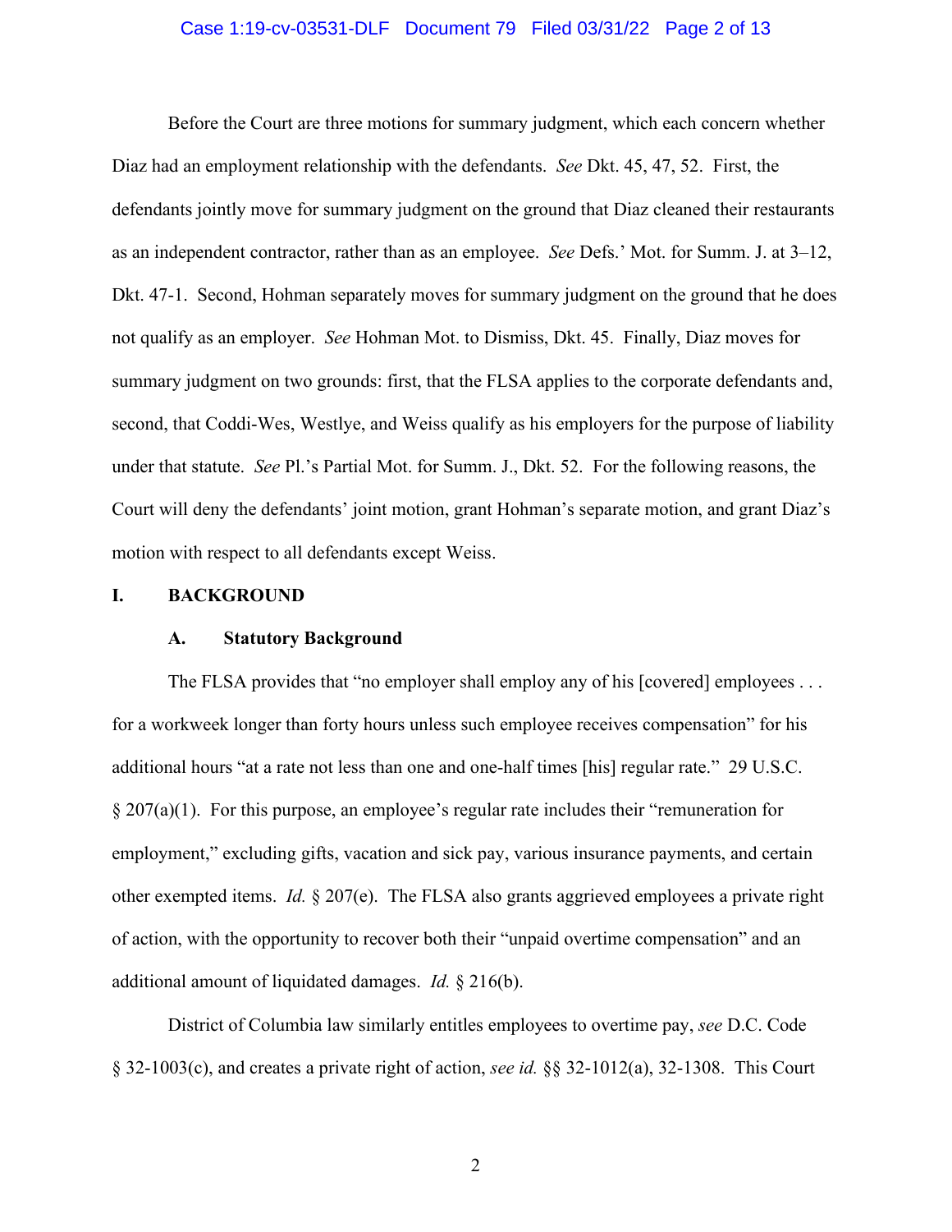Before the Court are three motions for summary judgment, which each concern whether Diaz had an employment relationship with the defendants. *See* Dkt. 45, 47, 52. First, the defendants jointly move for summary judgment on the ground that Diaz cleaned their restaurants as an independent contractor, rather than as an employee. *See* Defs.' Mot. for Summ. J. at 3–12, Dkt. 47-1. Second, Hohman separately moves for summary judgment on the ground that he does not qualify as an employer. *See* Hohman Mot. to Dismiss, Dkt. 45. Finally, Diaz moves for summary judgment on two grounds: first, that the FLSA applies to the corporate defendants and, second, that Coddi-Wes, Westlye, and Weiss qualify as his employers for the purpose of liability under that statute. *See* Pl.'s Partial Mot. for Summ. J., Dkt. 52. For the following reasons, the Court will deny the defendants' joint motion, grant Hohman's separate motion, and grant Diaz's motion with respect to all defendants except Weiss.

## I. BACKGROUND

### A. Statutory Background

The FLSA provides that "no employer shall employ any of his [covered] employees . . . for a workweek longer than forty hours unless such employee receives compensation" for his additional hours "at a rate not less than one and one-half times [his] regular rate." 29 U.S.C. § 207(a)(1). For this purpose, an employee's regular rate includes their "remuneration for employment," excluding gifts, vacation and sick pay, various insurance payments, and certain other exempted items. *Id.* § 207(e). The FLSA also grants aggrieved employees a private right of action, with the opportunity to recover both their "unpaid overtime compensation" and an additional amount of liquidated damages. *Id.* § 216(b).

District of Columbia law similarly entitles employees to overtime pay, *see* D.C. Code § 32-1003(c), and creates a private right of action, *see id.* §§ 32-1012(a), 32-1308. This Court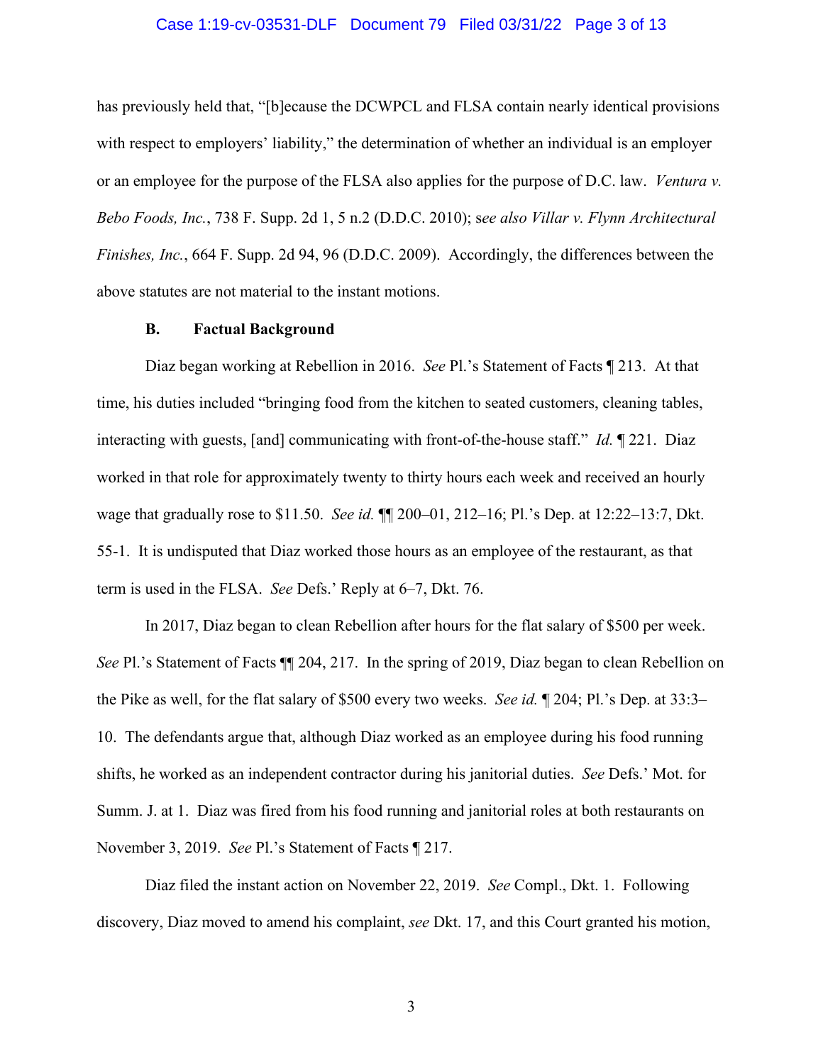has previously held that, "[b]ecause the DCWPCL and FLSA contain nearly identical provisions with respect to employers' liability," the determination of whether an individual is an employer or an employee for the purpose of the FLSA also applies for the purpose of D.C. law. *Ventura v. Bebo Foods, Inc.*, 738 F. Supp. 2d 1, 5 n.2 (D.D.C. 2010); s*ee also Villar v. Flynn Architectural Finishes, Inc.*, 664 F. Supp. 2d 94, 96 (D.D.C. 2009). Accordingly, the differences between the above statutes are not material to the instant motions.

### B. Factual Background

Diaz began working at Rebellion in 2016. *See* Pl.'s Statement of Facts ¶ 213. At that time, his duties included "bringing food from the kitchen to seated customers, cleaning tables, interacting with guests, [and] communicating with front-of-the-house staff." *Id.* ¶ 221. Diaz worked in that role for approximately twenty to thirty hours each week and received an hourly wage that gradually rose to $11.50. *See id.* ¶¶ 200–01, 212–16; Pl.'s Dep. at 12:22–13:7, Dkt. 55-1. It is undisputed that Diaz worked those hours as an employee of the restaurant, as that term is used in the FLSA. *See* Defs.' Reply at 6–7, Dkt. 76.

In 2017, Diaz began to clean Rebellion after hours for the flat salary of $500 per week. *See* Pl.'s Statement of Facts ¶¶ 204, 217. In the spring of 2019, Diaz began to clean Rebellion on the Pike as well, for the flat salary of $500 every two weeks. *See id.* ¶ 204; Pl.'s Dep. at 33:3–10. The defendants argue that, although Diaz worked as an employee during his food running shifts, he worked as an independent contractor during his janitorial duties. *See* Defs.' Mot. for Summ. J. at 1. Diaz was fired from his food running and janitorial roles at both restaurants on November 3, 2019. *See* Pl.'s Statement of Facts ¶ 217.

Diaz filed the instant action on November 22, 2019. *See* Compl., Dkt. 1. Following discovery, Diaz moved to amend his complaint, *see* Dkt. 17, and this Court granted his motion,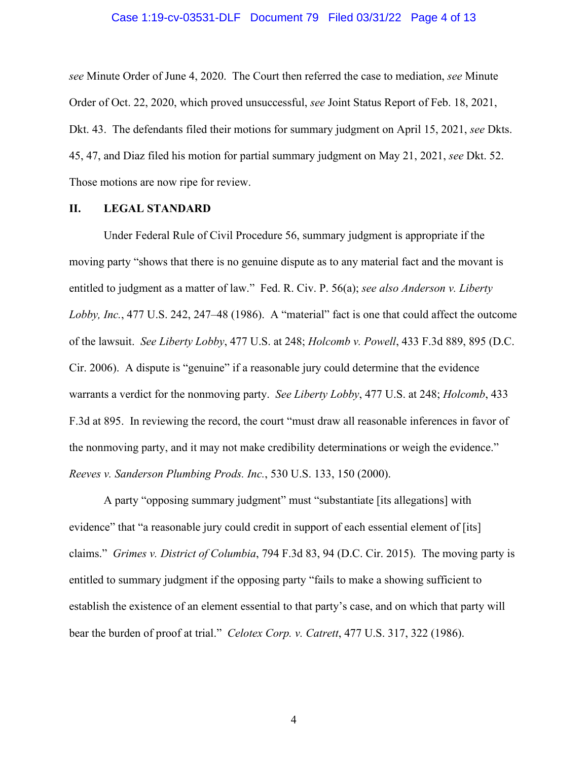*see* Minute Order of June 4, 2020. The Court then referred the case to mediation, *see* Minute Order of Oct. 22, 2020, which proved unsuccessful, *see* Joint Status Report of Feb. 18, 2021, Dkt. 43. The defendants filed their motions for summary judgment on April 15, 2021, *see* Dkts. 45, 47, and Diaz filed his motion for partial summary judgment on May 21, 2021, *see* Dkt. 52. Those motions are now ripe for review.

## II. LEGAL STANDARD

Under Federal Rule of Civil Procedure 56, summary judgment is appropriate if the moving party "shows that there is no genuine dispute as to any material fact and the movant is entitled to judgment as a matter of law." Fed. R. Civ. P. 56(a); *see also Anderson v. Liberty Lobby, Inc.*, 477 U.S. 242, 247–48 (1986). A "material" fact is one that could affect the outcome of the lawsuit. *See Liberty Lobby*, 477 U.S. at 248; *Holcomb v. Powell*, 433 F.3d 889, 895 (D.C. Cir. 2006). A dispute is "genuine" if a reasonable jury could determine that the evidence warrants a verdict for the nonmoving party. *See Liberty Lobby*, 477 U.S. at 248; *Holcomb*, 433 F.3d at 895. In reviewing the record, the court "must draw all reasonable inferences in favor of the nonmoving party, and it may not make credibility determinations or weigh the evidence." *Reeves v. Sanderson Plumbing Prods. Inc.*, 530 U.S. 133, 150 (2000).

A party "opposing summary judgment" must "substantiate [its allegations] with evidence" that "a reasonable jury could credit in support of each essential element of [its] claims." *Grimes v. District of Columbia*, 794 F.3d 83, 94 (D.C. Cir. 2015). The moving party is entitled to summary judgment if the opposing party "fails to make a showing sufficient to establish the existence of an element essential to that party's case, and on which that party will bear the burden of proof at trial." *Celotex Corp. v. Catrett*, 477 U.S. 317, 322 (1986).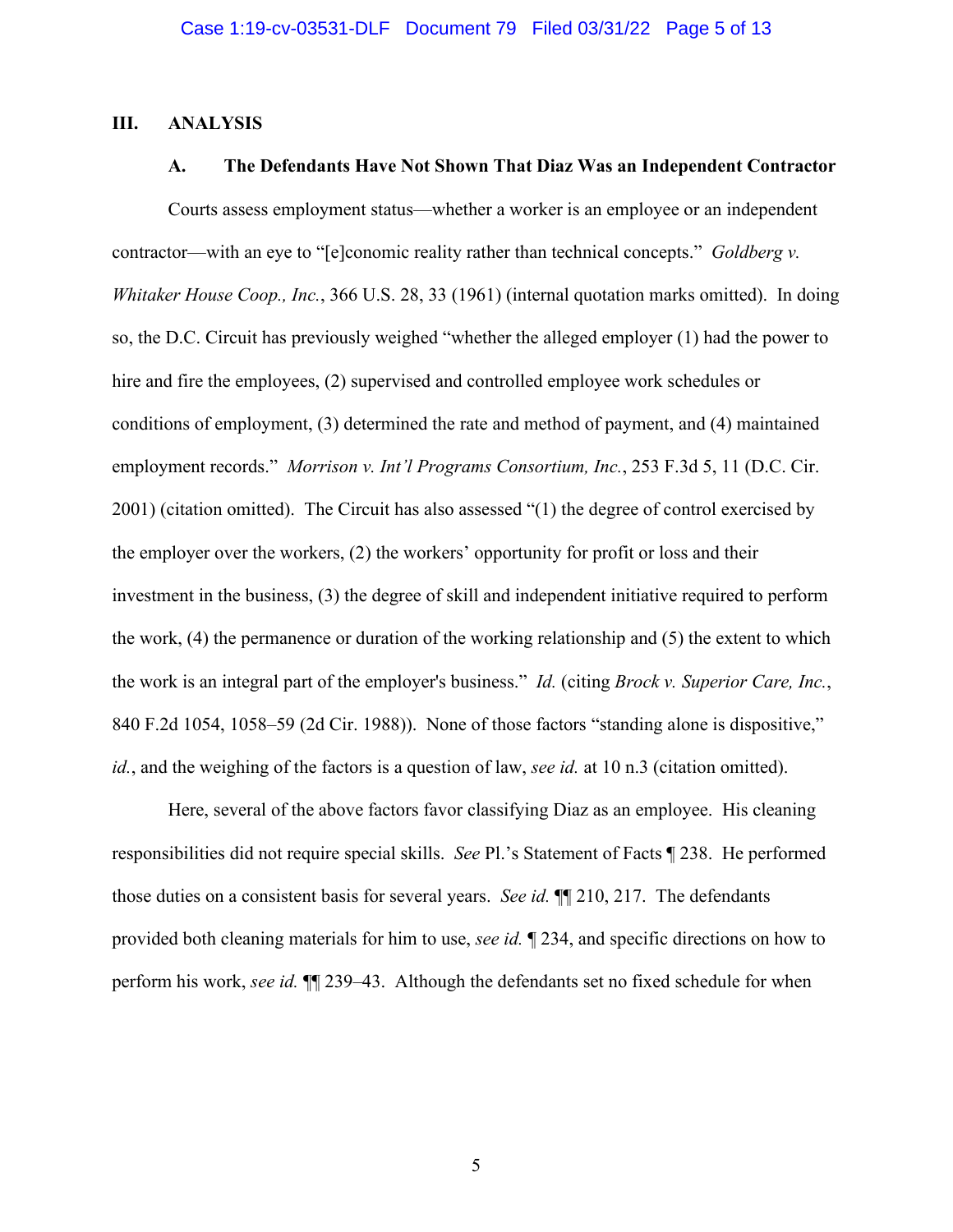## III. ANALYSIS

### A. The Defendants Have Not Shown That Diaz Was an Independent Contractor

Courts assess employment status—whether a worker is an employee or an independent contractor—with an eye to "[e]conomic reality rather than technical concepts." *Goldberg v. Whitaker House Coop., Inc.*, 366 U.S. 28, 33 (1961) (internal quotation marks omitted). In doing so, the D.C. Circuit has previously weighed "whether the alleged employer (1) had the power to hire and fire the employees, (2) supervised and controlled employee work schedules or conditions of employment, (3) determined the rate and method of payment, and (4) maintained employment records." *Morrison v. Int'l Programs Consortium, Inc.*, 253 F.3d 5, 11 (D.C. Cir. 2001) (citation omitted). The Circuit has also assessed "(1) the degree of control exercised by the employer over the workers, (2) the workers' opportunity for profit or loss and their investment in the business, (3) the degree of skill and independent initiative required to perform the work, (4) the permanence or duration of the working relationship and (5) the extent to which the work is an integral part of the employer's business." *Id.* (citing *Brock v. Superior Care, Inc.*, 840 F.2d 1054, 1058–59 (2d Cir. 1988)). None of those factors "standing alone is dispositive," *id.*, and the weighing of the factors is a question of law, *see id.* at 10 n.3 (citation omitted).

Here, several of the above factors favor classifying Diaz as an employee. His cleaning responsibilities did not require special skills. *See* Pl.'s Statement of Facts ¶ 238. He performed those duties on a consistent basis for several years. *See id.* ¶¶ 210, 217. The defendants provided both cleaning materials for him to use, *see id.* ¶ 234, and specific directions on how to perform his work, *see id.* ¶¶ 239–43. Although the defendants set no fixed schedule for when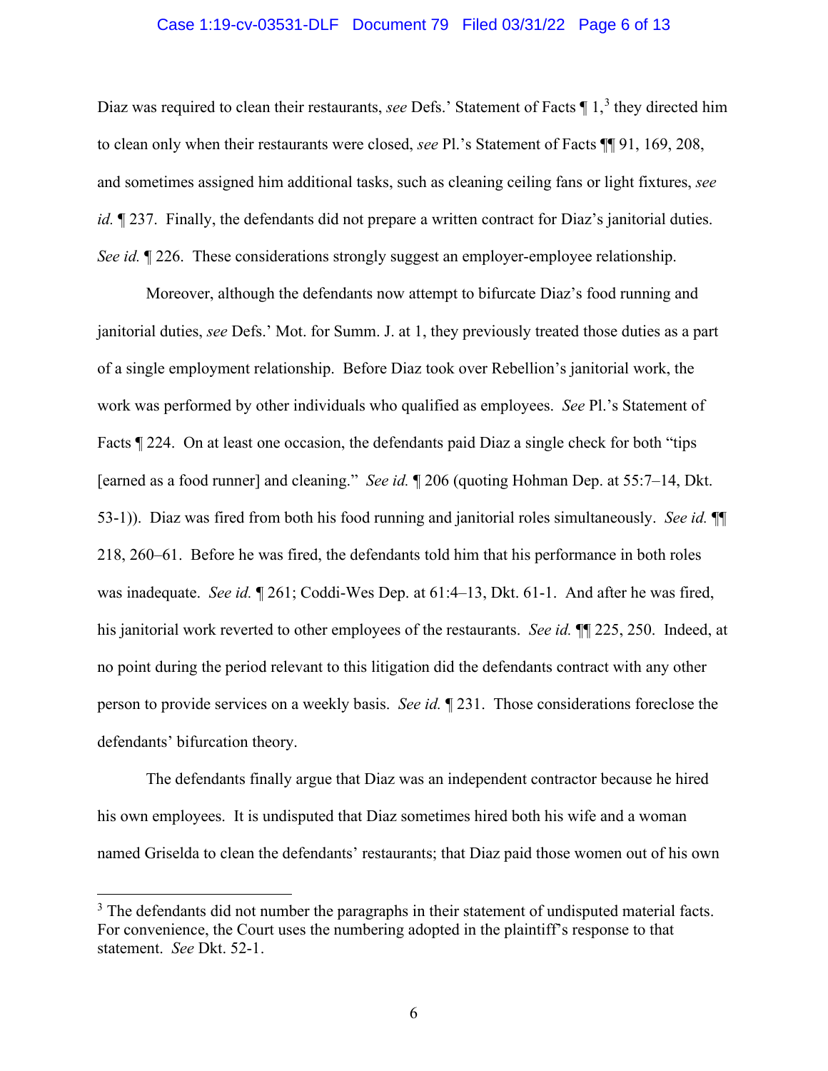Diaz was required to clean their restaurants, *see* Defs.' Statement of Facts ¶ 1,[3] they directed him to clean only when their restaurants were closed, *see* Pl.'s Statement of Facts ¶¶ 91, 169, 208, and sometimes assigned him additional tasks, such as cleaning ceiling fans or light fixtures, *see id.* ¶ 237. Finally, the defendants did not prepare a written contract for Diaz's janitorial duties. *See id.* ¶ 226. These considerations strongly suggest an employer-employee relationship.

Moreover, although the defendants now attempt to bifurcate Diaz's food running and janitorial duties, *see* Defs.' Mot. for Summ. J. at 1, they previously treated those duties as a part of a single employment relationship. Before Diaz took over Rebellion's janitorial work, the work was performed by other individuals who qualified as employees. *See* Pl.'s Statement of Facts ¶ 224. On at least one occasion, the defendants paid Diaz a single check for both "tips [earned as a food runner] and cleaning." *See id.* ¶ 206 (quoting Hohman Dep. at 55:7–14, Dkt. 53-1)). Diaz was fired from both his food running and janitorial roles simultaneously. *See id.* ¶¶ 218, 260–61. Before he was fired, the defendants told him that his performance in both roles was inadequate. *See id.* ¶ 261; Coddi-Wes Dep. at 61:4–13, Dkt. 61-1. And after he was fired, his janitorial work reverted to other employees of the restaurants. *See id.* ¶¶ 225, 250. Indeed, at no point during the period relevant to this litigation did the defendants contract with any other person to provide services on a weekly basis. *See id.* ¶ 231. Those considerations foreclose the defendants' bifurcation theory.

The defendants finally argue that Diaz was an independent contractor because he hired his own employees. It is undisputed that Diaz sometimes hired both his wife and a woman named Griselda to clean the defendants' restaurants; that Diaz paid those women out of his own

---

[3] The defendants did not number the paragraphs in their statement of undisputed material facts. For convenience, the Court uses the numbering adopted in the plaintiff's response to that statement. *See* Dkt. 52-1.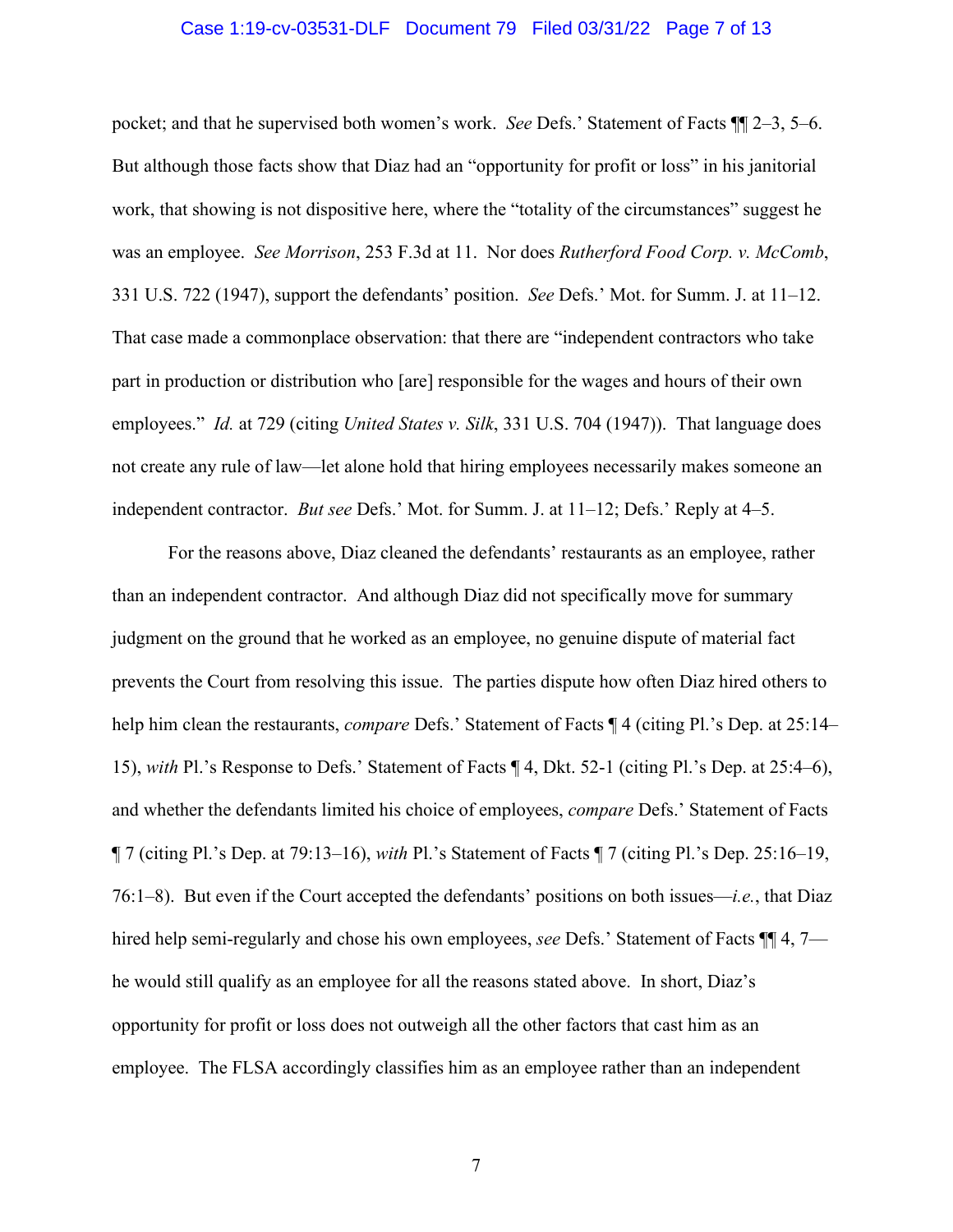pocket; and that he supervised both women's work. *See* Defs.' Statement of Facts ¶¶ 2–3, 5–6. But although those facts show that Diaz had an "opportunity for profit or loss" in his janitorial work, that showing is not dispositive here, where the "totality of the circumstances" suggest he was an employee. *See Morrison*, 253 F.3d at 11. Nor does *Rutherford Food Corp. v. McComb*, 331 U.S. 722 (1947), support the defendants' position. *See* Defs.' Mot. for Summ. J. at 11–12. That case made a commonplace observation: that there are "independent contractors who take part in production or distribution who [are] responsible for the wages and hours of their own employees." *Id.* at 729 (citing *United States v. Silk*, 331 U.S. 704 (1947)). That language does not create any rule of law—let alone hold that hiring employees necessarily makes someone an independent contractor. *But see* Defs.' Mot. for Summ. J. at 11–12; Defs.' Reply at 4–5.

For the reasons above, Diaz cleaned the defendants' restaurants as an employee, rather than an independent contractor. And although Diaz did not specifically move for summary judgment on the ground that he worked as an employee, no genuine dispute of material fact prevents the Court from resolving this issue. The parties dispute how often Diaz hired others to help him clean the restaurants, *compare* Defs.' Statement of Facts ¶ 4 (citing Pl.'s Dep. at 25:14–15), *with* Pl.'s Response to Defs.' Statement of Facts ¶ 4, Dkt. 52-1 (citing Pl.'s Dep. at 25:4–6), and whether the defendants limited his choice of employees, *compare* Defs.' Statement of Facts ¶ 7 (citing Pl.'s Dep. at 79:13–16), *with* Pl.'s Statement of Facts ¶ 7 (citing Pl.'s Dep. 25:16–19, 76:1–8). But even if the Court accepted the defendants' positions on both issues—*i.e.*, that Diaz hired help semi-regularly and chose his own employees, *see* Defs.' Statement of Facts ¶¶ 4, 7—he would still qualify as an employee for all the reasons stated above. In short, Diaz's opportunity for profit or loss does not outweigh all the other factors that cast him as an employee. The FLSA accordingly classifies him as an employee rather than an independent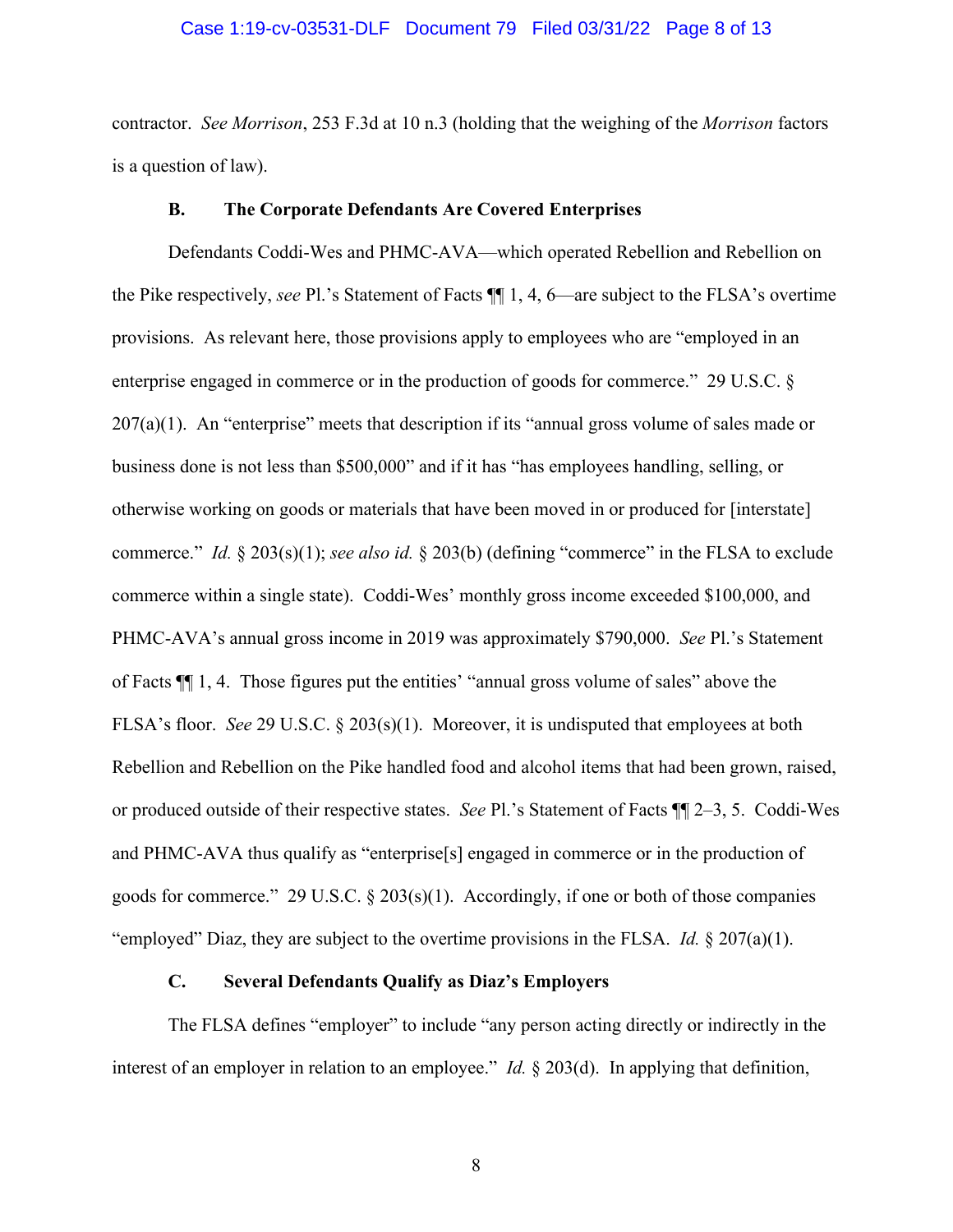contractor. *See Morrison*, 253 F.3d at 10 n.3 (holding that the weighing of the *Morrison* factors is a question of law).

### B. The Corporate Defendants Are Covered Enterprises

Defendants Coddi-Wes and PHMC-AVA—which operated Rebellion and Rebellion on the Pike respectively, *see* Pl.'s Statement of Facts ¶¶ 1, 4, 6—are subject to the FLSA's overtime provisions. As relevant here, those provisions apply to employees who are "employed in an enterprise engaged in commerce or in the production of goods for commerce." 29 U.S.C. § 207(a)(1). An "enterprise" meets that description if its "annual gross volume of sales made or business done is not less than $500,000" and if it has "has employees handling, selling, or otherwise working on goods or materials that have been moved in or produced for [interstate] commerce." *Id.* § 203(s)(1); *see also id.* § 203(b) (defining "commerce" in the FLSA to exclude commerce within a single state). Coddi-Wes' monthly gross income exceeded $100,000, and PHMC-AVA's annual gross income in 2019 was approximately $790,000. *See* Pl.'s Statement of Facts ¶¶ 1, 4. Those figures put the entities' "annual gross volume of sales" above the FLSA's floor. *See* 29 U.S.C. § 203(s)(1). Moreover, it is undisputed that employees at both Rebellion and Rebellion on the Pike handled food and alcohol items that had been grown, raised, or produced outside of their respective states. *See* Pl.'s Statement of Facts ¶¶ 2–3, 5. Coddi-Wes and PHMC-AVA thus qualify as "enterprise[s] engaged in commerce or in the production of goods for commerce." 29 U.S.C. § 203(s)(1). Accordingly, if one or both of those companies "employed" Diaz, they are subject to the overtime provisions in the FLSA. *Id.* § 207(a)(1).

### C. Several Defendants Qualify as Diaz's Employers

The FLSA defines "employer" to include "any person acting directly or indirectly in the interest of an employer in relation to an employee." *Id.* § 203(d). In applying that definition,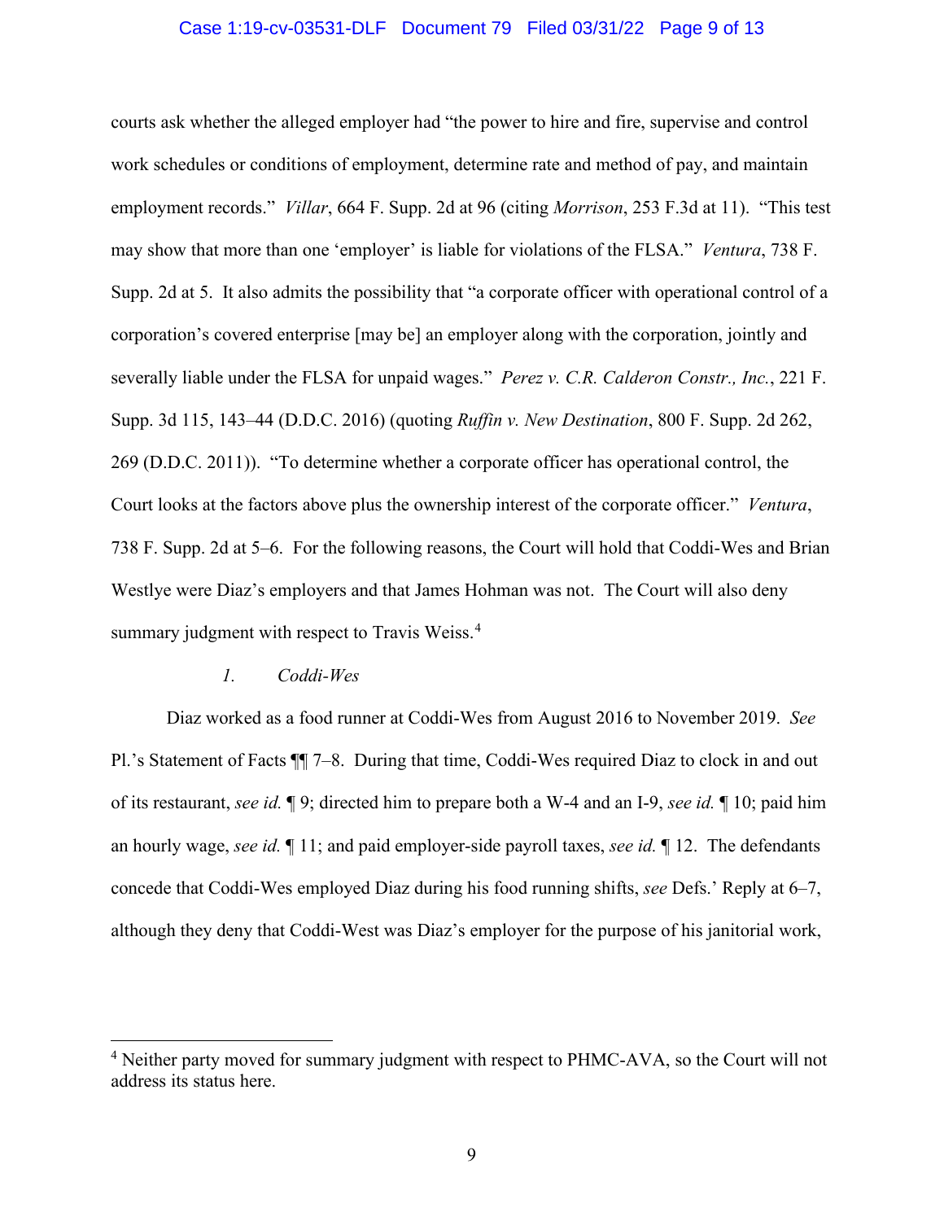courts ask whether the alleged employer had "the power to hire and fire, supervise and control work schedules or conditions of employment, determine rate and method of pay, and maintain employment records." *Villar*, 664 F. Supp. 2d at 96 (citing *Morrison*, 253 F.3d at 11). "This test may show that more than one 'employer' is liable for violations of the FLSA." *Ventura*, 738 F. Supp. 2d at 5. It also admits the possibility that "a corporate officer with operational control of a corporation's covered enterprise [may be] an employer along with the corporation, jointly and severally liable under the FLSA for unpaid wages." *Perez v. C.R. Calderon Constr., Inc.*, 221 F. Supp. 3d 115, 143–44 (D.D.C. 2016) (quoting *Ruffin v. New Destination*, 800 F. Supp. 2d 262, 269 (D.D.C. 2011)). "To determine whether a corporate officer has operational control, the Court looks at the factors above plus the ownership interest of the corporate officer." *Ventura*, 738 F. Supp. 2d at 5–6. For the following reasons, the Court will hold that Coddi-Wes and Brian Westlye were Diaz's employers and that James Hohman was not. The Court will also deny summary judgment with respect to Travis Weiss.[4]

*1. Coddi-Wes*

Diaz worked as a food runner at Coddi-Wes from August 2016 to November 2019. *See* Pl.'s Statement of Facts ¶¶ 7–8. During that time, Coddi-Wes required Diaz to clock in and out of its restaurant, *see id.* ¶ 9; directed him to prepare both a W-4 and an I-9, *see id.* ¶ 10; paid him an hourly wage, *see id.* ¶ 11; and paid employer-side payroll taxes, *see id.* ¶ 12. The defendants concede that Coddi-Wes employed Diaz during his food running shifts, *see* Defs.' Reply at 6–7, although they deny that Coddi-West was Diaz's employer for the purpose of his janitorial work,

[4] Neither party moved for summary judgment with respect to PHMC-AVA, so the Court will not address its status here.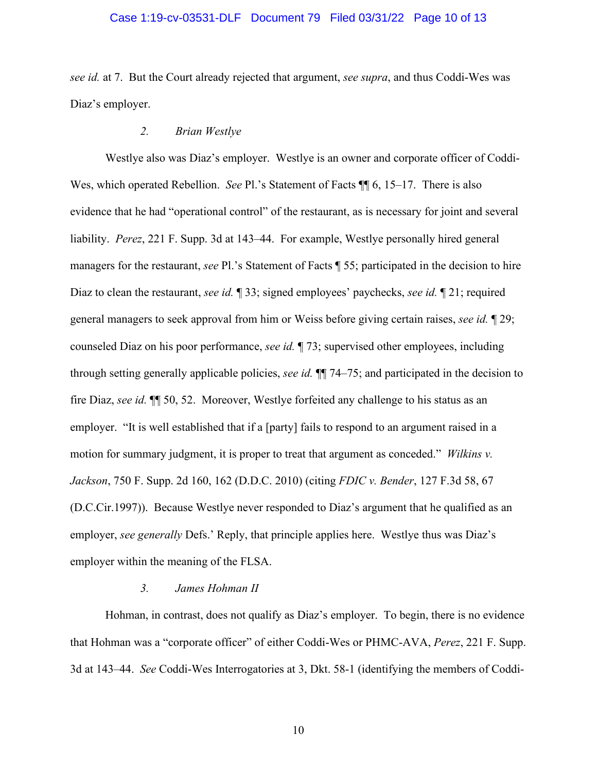*see id.* at 7. But the Court already rejected that argument, *see supra*, and thus Coddi-Wes was Diaz's employer.

### 2. *Brian Westlye*

Westlye also was Diaz's employer. Westlye is an owner and corporate officer of Coddi-Wes, which operated Rebellion. *See* Pl.'s Statement of Facts ¶¶ 6, 15–17. There is also evidence that he had "operational control" of the restaurant, as is necessary for joint and several liability. *Perez*, 221 F. Supp. 3d at 143–44. For example, Westlye personally hired general managers for the restaurant, *see* Pl.'s Statement of Facts ¶ 55; participated in the decision to hire Diaz to clean the restaurant, *see id.* ¶ 33; signed employees' paychecks, *see id.* ¶ 21; required general managers to seek approval from him or Weiss before giving certain raises, *see id.* ¶ 29; counseled Diaz on his poor performance, *see id.* ¶ 73; supervised other employees, including through setting generally applicable policies, *see id.* ¶¶ 74–75; and participated in the decision to fire Diaz, *see id.* ¶¶ 50, 52. Moreover, Westlye forfeited any challenge to his status as an employer. "It is well established that if a [party] fails to respond to an argument raised in a motion for summary judgment, it is proper to treat that argument as conceded." *Wilkins v. Jackson*, 750 F. Supp. 2d 160, 162 (D.D.C. 2010) (citing *FDIC v. Bender*, 127 F.3d 58, 67 (D.C.Cir.1997)). Because Westlye never responded to Diaz's argument that he qualified as an employer, *see generally* Defs.' Reply, that principle applies here. Westlye thus was Diaz's employer within the meaning of the FLSA.

### 3. *James Hohman II*

Hohman, in contrast, does not qualify as Diaz's employer. To begin, there is no evidence that Hohman was a "corporate officer" of either Coddi-Wes or PHMC-AVA, *Perez*, 221 F. Supp. 3d at 143–44. *See* Coddi-Wes Interrogatories at 3, Dkt. 58-1 (identifying the members of Coddi-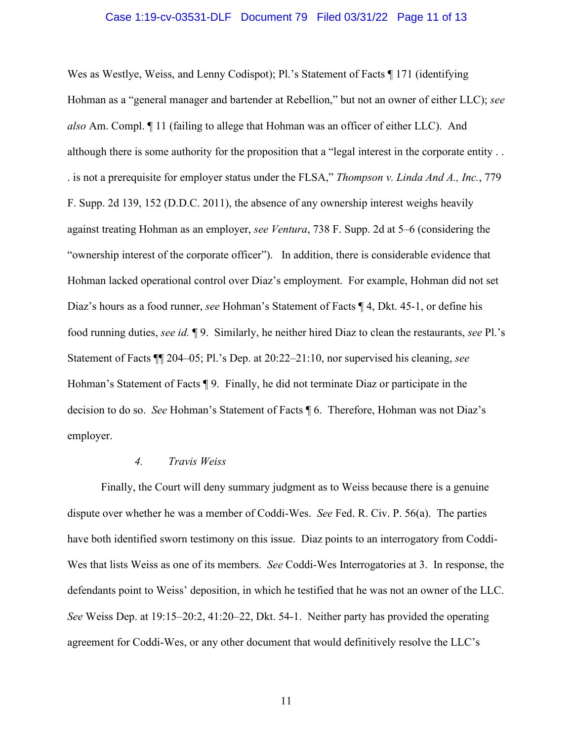Wes as Westlye, Weiss, and Lenny Codispot); Pl.'s Statement of Facts ¶ 171 (identifying Hohman as a "general manager and bartender at Rebellion," but not an owner of either LLC); *see also* Am. Compl. ¶ 11 (failing to allege that Hohman was an officer of either LLC). And although there is some authority for the proposition that a "legal interest in the corporate entity . . . is not a prerequisite for employer status under the FLSA," *Thompson v. Linda And A., Inc.*, 779 F. Supp. 2d 139, 152 (D.D.C. 2011), the absence of any ownership interest weighs heavily against treating Hohman as an employer, *see Ventura*, 738 F. Supp. 2d at 5–6 (considering the "ownership interest of the corporate officer"). In addition, there is considerable evidence that Hohman lacked operational control over Diaz's employment. For example, Hohman did not set Diaz's hours as a food runner, *see* Hohman's Statement of Facts ¶ 4, Dkt. 45-1, or define his food running duties, *see id.* ¶ 9. Similarly, he neither hired Diaz to clean the restaurants, *see* Pl.'s Statement of Facts ¶¶ 204–05; Pl.'s Dep. at 20:22–21:10, nor supervised his cleaning, *see* Hohman's Statement of Facts ¶ 9. Finally, he did not terminate Diaz or participate in the decision to do so. *See* Hohman's Statement of Facts ¶ 6. Therefore, Hohman was not Diaz's employer.

#### 4. *Travis Weiss*

Finally, the Court will deny summary judgment as to Weiss because there is a genuine dispute over whether he was a member of Coddi-Wes. *See* Fed. R. Civ. P. 56(a). The parties have both identified sworn testimony on this issue. Diaz points to an interrogatory from Coddi-Wes that lists Weiss as one of its members. *See* Coddi-Wes Interrogatories at 3. In response, the defendants point to Weiss' deposition, in which he testified that he was not an owner of the LLC. *See* Weiss Dep. at 19:15–20:2, 41:20–22, Dkt. 54-1. Neither party has provided the operating agreement for Coddi-Wes, or any other document that would definitively resolve the LLC's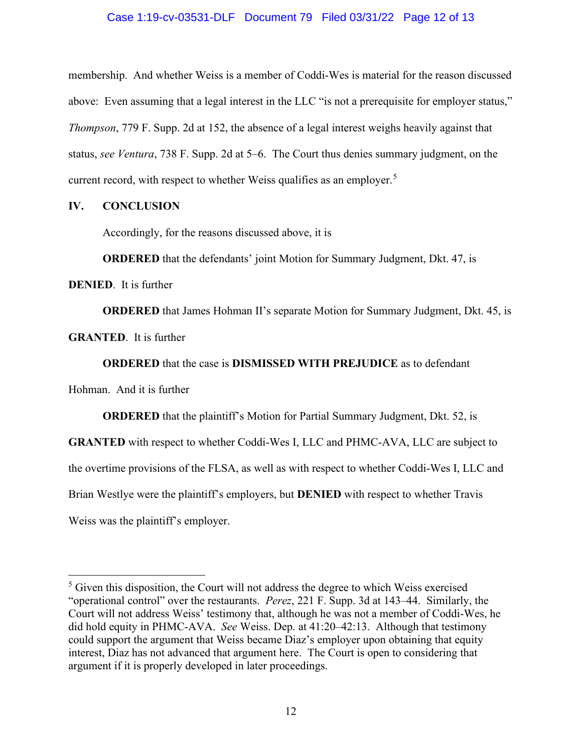membership. And whether Weiss is a member of Coddi-Wes is material for the reason discussed above: Even assuming that a legal interest in the LLC "is not a prerequisite for employer status," *Thompson*, 779 F. Supp. 2d at 152, the absence of a legal interest weighs heavily against that status, *see Ventura*, 738 F. Supp. 2d at 5–6. The Court thus denies summary judgment, on the current record, with respect to whether Weiss qualifies as an employer.[5]

## IV. CONCLUSION

Accordingly, for the reasons discussed above, it is

**ORDERED** that the defendants' joint Motion for Summary Judgment, Dkt. 47, is **DENIED**. It is further

**ORDERED** that James Hohman II's separate Motion for Summary Judgment, Dkt. 45, is **GRANTED**. It is further

**ORDERED** that the case is **DISMISSED WITH PREJUDICE** as to defendant Hohman. And it is further

**ORDERED** that the plaintiff's Motion for Partial Summary Judgment, Dkt. 52, is **GRANTED** with respect to whether Coddi-Wes I, LLC and PHMC-AVA, LLC are subject to the overtime provisions of the FLSA, as well as with respect to whether Coddi-Wes I, LLC and Brian Westlye were the plaintiff's employers, but **DENIED** with respect to whether Travis Weiss was the plaintiff's employer.

---

[5] Given this disposition, the Court will not address the degree to which Weiss exercised "operational control" over the restaurants. *Perez*, 221 F. Supp. 3d at 143–44. Similarly, the Court will not address Weiss' testimony that, although he was not a member of Coddi-Wes, he did hold equity in PHMC-AVA. *See* Weiss. Dep. at 41:20–42:13. Although that testimony could support the argument that Weiss became Diaz's employer upon obtaining that equity interest, Diaz has not advanced that argument here. The Court is open to considering that argument if it is properly developed in later proceedings.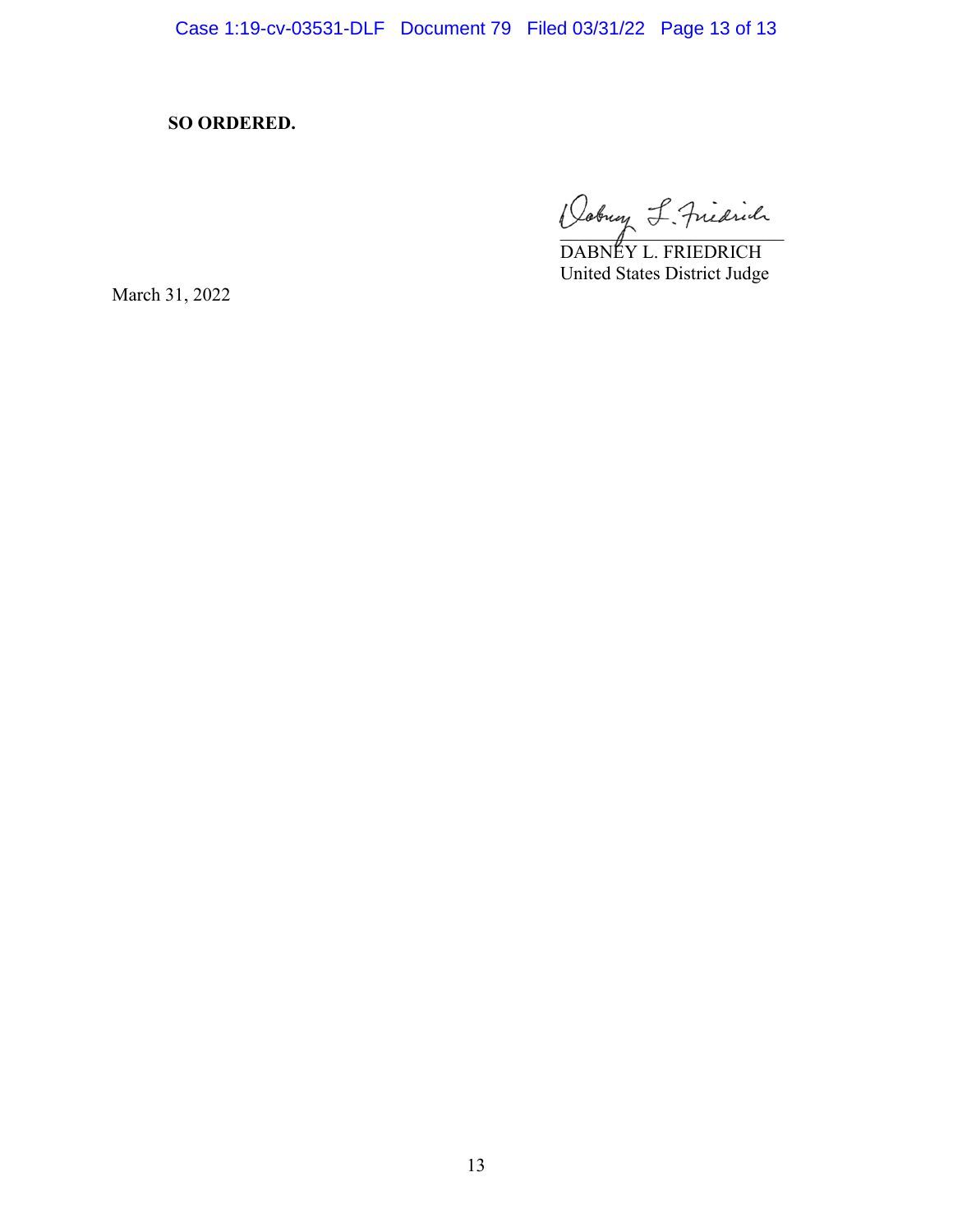**SO ORDERED.**

DABNEY L. FRIEDRICH
United States District Judge

March 31, 2022